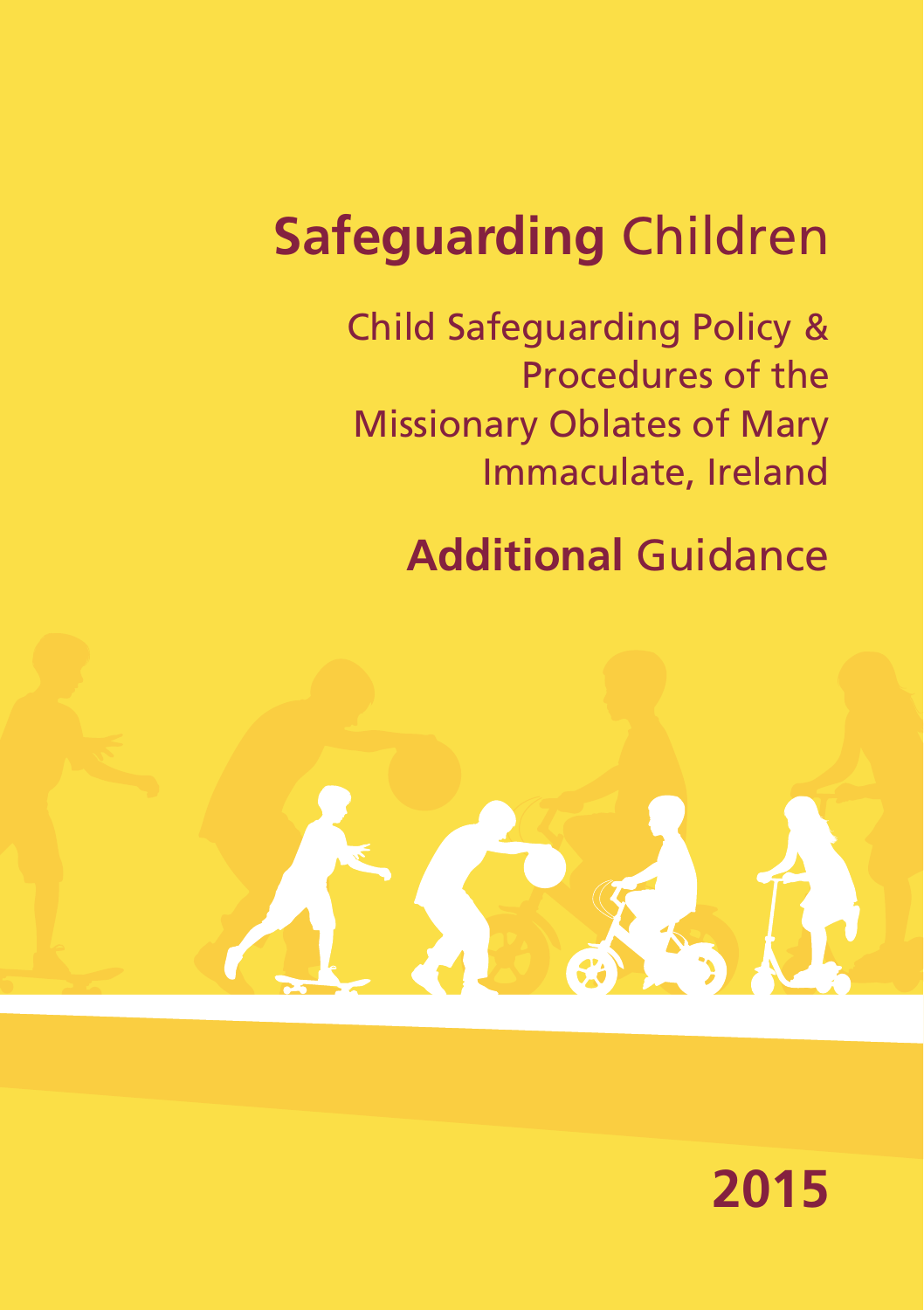# **Safeguarding** Children

## Child Safeguarding Policy & Procedures of the Missionary Oblates of Mary Immaculate, Ireland

## **Additional** Guidance

**2015**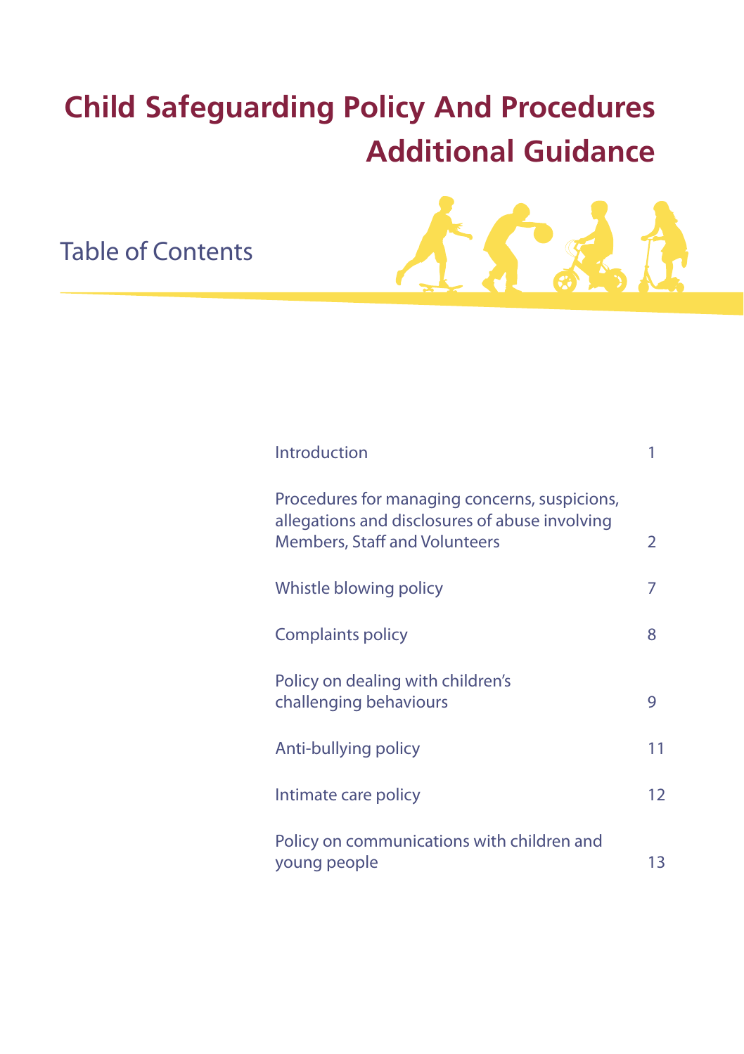# Child Safeguarding Policy And Procedures Additional Guidance

## Table of Contents

| | |
|---|---|
| Introduction | 1 |
| Procedures for managing concerns, suspicions, allegations and disclosures of abuse involving Members, Staff and Volunteers | 2 |
| Whistle blowing policy | 7 |
| Complaints policy | 8 |
| Policy on dealing with children's challenging behaviours | 9 |
| Anti-bullying policy | 11 |
| Intimate care policy | 12 |
| Policy on communications with children and young people | 13 |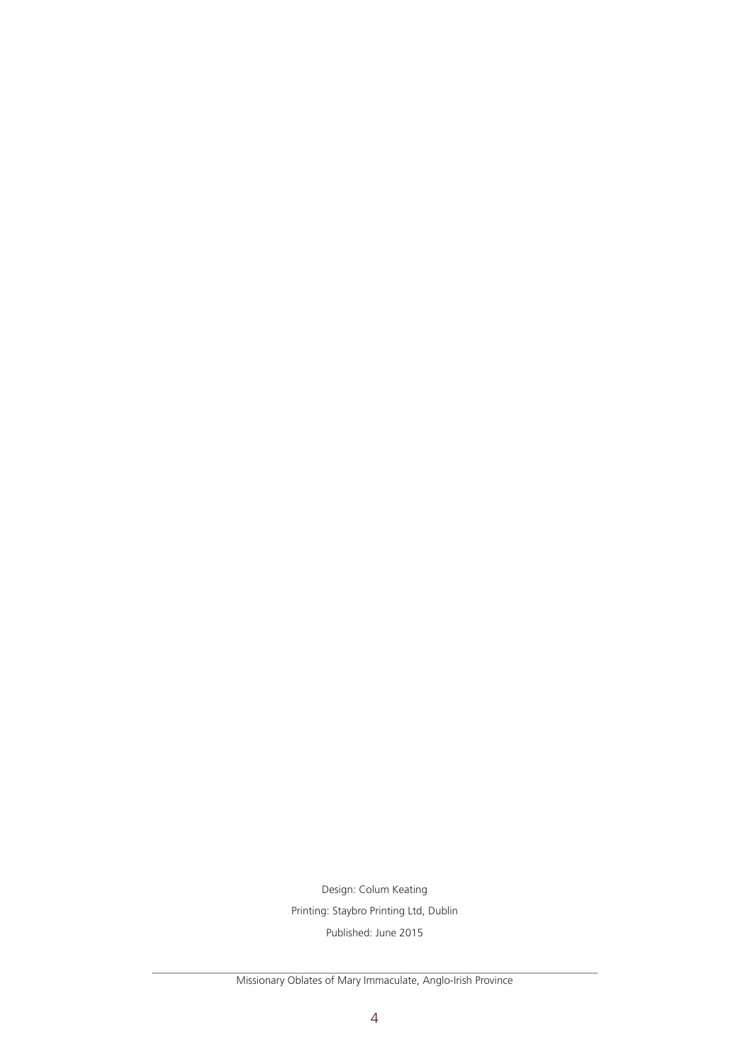Design: Colum Keating

Printing: Staybro Printing Ltd, Dublin

Published: June 2015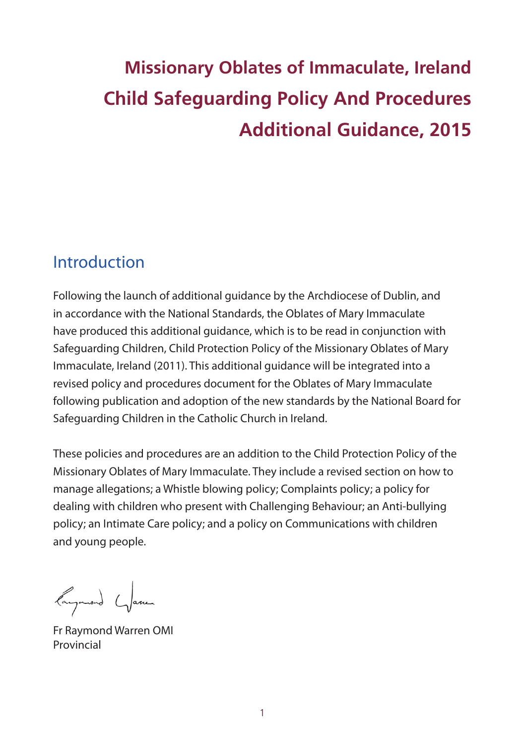# Missionary Oblates of Immaculate, Ireland
# Child Safeguarding Policy And Procedures
# Additional Guidance, 2015

## Introduction

Following the launch of additional guidance by the Archdiocese of Dublin, and in accordance with the National Standards, the Oblates of Mary Immaculate have produced this additional guidance, which is to be read in conjunction with Safeguarding Children, Child Protection Policy of the Missionary Oblates of Mary Immaculate, Ireland (2011). This additional guidance will be integrated into a revised policy and procedures document for the Oblates of Mary Immaculate following publication and adoption of the new standards by the National Board for Safeguarding Children in the Catholic Church in Ireland.

These policies and procedures are an addition to the Child Protection Policy of the Missionary Oblates of Mary Immaculate. They include a revised section on how to manage allegations; a Whistle blowing policy; Complaints policy; a policy for dealing with children who present with Challenging Behaviour; an Anti-bullying policy; an Intimate Care policy; and a policy on Communications with children and young people.

Fr Raymond Warren OMI
Provincial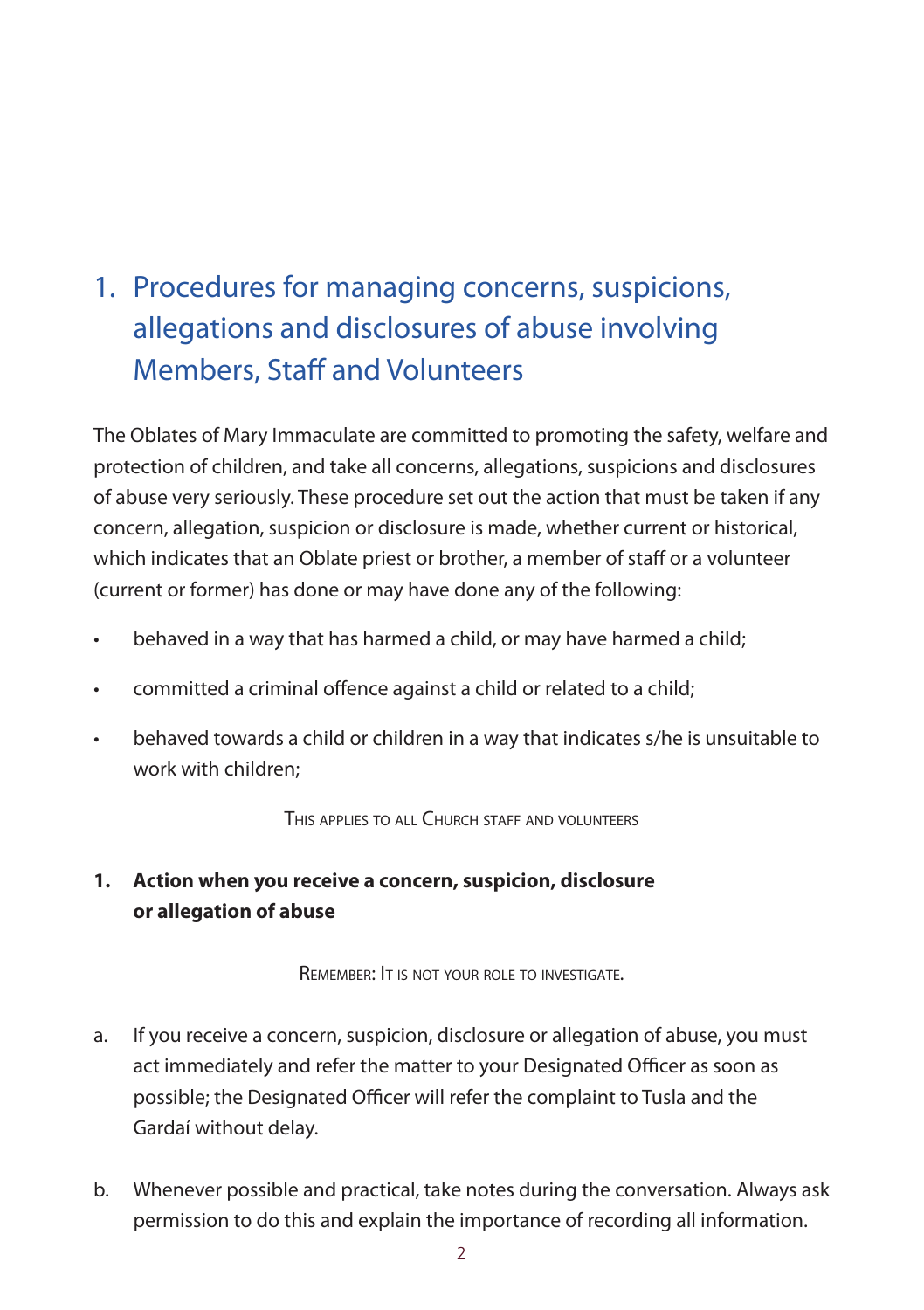# 1. Procedures for managing concerns, suspicions, allegations and disclosures of abuse involving Members, Staff and Volunteers

The Oblates of Mary Immaculate are committed to promoting the safety, welfare and protection of children, and take all concerns, allegations, suspicions and disclosures of abuse very seriously. These procedure set out the action that must be taken if any concern, allegation, suspicion or disclosure is made, whether current or historical, which indicates that an Oblate priest or brother, a member of staff or a volunteer (current or former) has done or may have done any of the following:

- behaved in a way that has harmed a child, or may have harmed a child;
- committed a criminal offence against a child or related to a child;
- behaved towards a child or children in a way that indicates s/he is unsuitable to work with children;

This applies to all Church staff and volunteers

**1. Action when you receive a concern, suspicion, disclosure or allegation of abuse**

Remember: It is not your role to investigate.

a. If you receive a concern, suspicion, disclosure or allegation of abuse, you must act immediately and refer the matter to your Designated Officer as soon as possible; the Designated Officer will refer the complaint to Tusla and the Gardaí without delay.

b. Whenever possible and practical, take notes during the conversation. Always ask permission to do this and explain the importance of recording all information.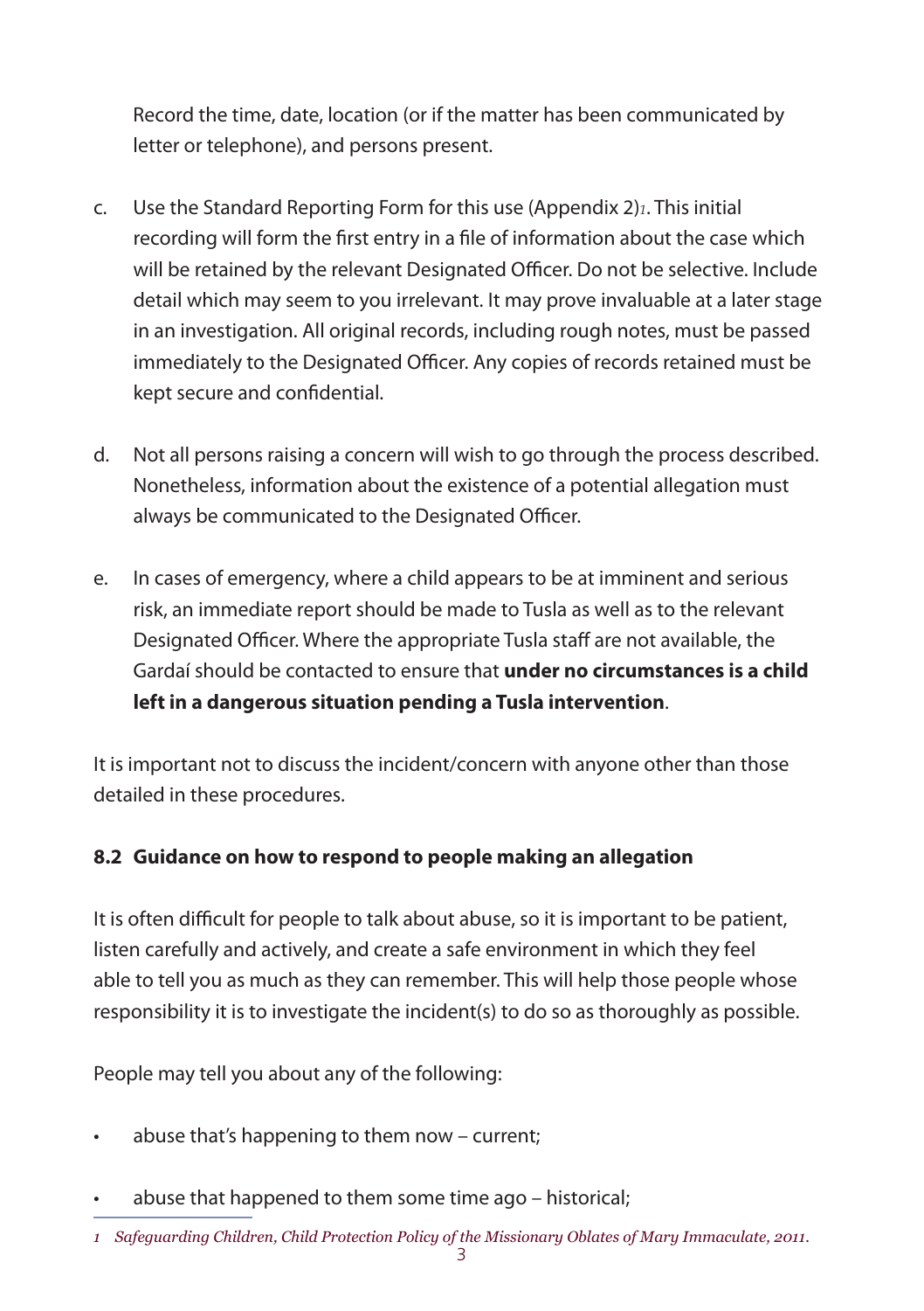Record the time, date, location (or if the matter has been communicated by letter or telephone), and persons present.

c. Use the Standard Reporting Form for this use (Appendix 2)[1]. This initial recording will form the first entry in a file of information about the case which will be retained by the relevant Designated Officer. Do not be selective. Include detail which may seem to you irrelevant. It may prove invaluable at a later stage in an investigation. All original records, including rough notes, must be passed immediately to the Designated Officer. Any copies of records retained must be kept secure and confidential.

d. Not all persons raising a concern will wish to go through the process described. Nonetheless, information about the existence of a potential allegation must always be communicated to the Designated Officer.

e. In cases of emergency, where a child appears to be at imminent and serious risk, an immediate report should be made to Tusla as well as to the relevant Designated Officer. Where the appropriate Tusla staff are not available, the Gardaí should be contacted to ensure that **under no circumstances is a child left in a dangerous situation pending a Tusla intervention**.

It is important not to discuss the incident/concern with anyone other than those detailed in these procedures.

### 8.2 Guidance on how to respond to people making an allegation

It is often difficult for people to talk about abuse, so it is important to be patient, listen carefully and actively, and create a safe environment in which they feel able to tell you as much as they can remember. This will help those people whose responsibility it is to investigate the incident(s) to do so as thoroughly as possible.

People may tell you about any of the following:

- abuse that's happening to them now – current;
- abuse that happened to them some time ago – historical;

[1] *Safeguarding Children, Child Protection Policy of the Missionary Oblates of Mary Immaculate, 2011.*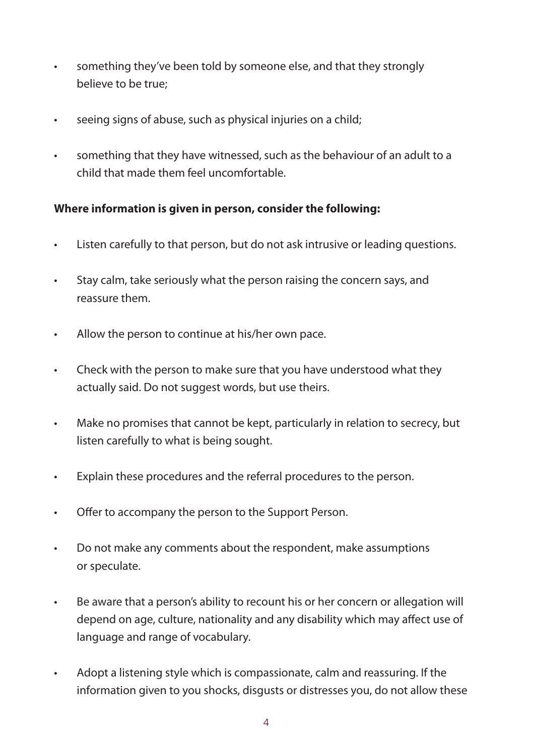- something they've been told by someone else, and that they strongly believe to be true;
- seeing signs of abuse, such as physical injuries on a child;
- something that they have witnessed, such as the behaviour of an adult to a child that made them feel uncomfortable.

**Where information is given in person, consider the following:**

- Listen carefully to that person, but do not ask intrusive or leading questions.
- Stay calm, take seriously what the person raising the concern says, and reassure them.
- Allow the person to continue at his/her own pace.
- Check with the person to make sure that you have understood what they actually said. Do not suggest words, but use theirs.
- Make no promises that cannot be kept, particularly in relation to secrecy, but listen carefully to what is being sought.
- Explain these procedures and the referral procedures to the person.
- Offer to accompany the person to the Support Person.
- Do not make any comments about the respondent, make assumptions or speculate.
- Be aware that a person's ability to recount his or her concern or allegation will depend on age, culture, nationality and any disability which may affect use of language and range of vocabulary.
- Adopt a listening style which is compassionate, calm and reassuring. If the information given to you shocks, disgusts or distresses you, do not allow these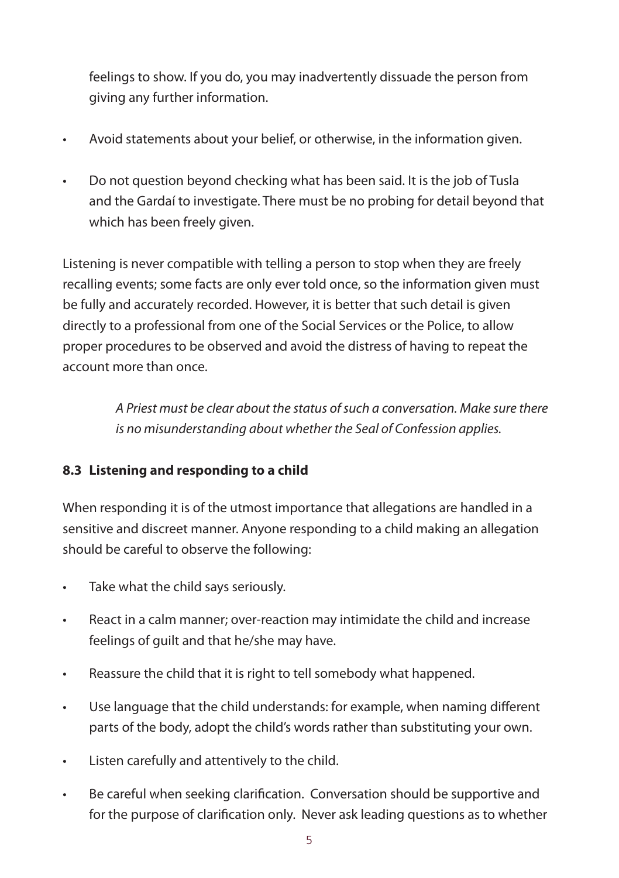feelings to show. If you do, you may inadvertently dissuade the person from giving any further information.

- Avoid statements about your belief, or otherwise, in the information given.
- Do not question beyond checking what has been said. It is the job of Tusla and the Gardaí to investigate. There must be no probing for detail beyond that which has been freely given.

Listening is never compatible with telling a person to stop when they are freely recalling events; some facts are only ever told once, so the information given must be fully and accurately recorded. However, it is better that such detail is given directly to a professional from one of the Social Services or the Police, to allow proper procedures to be observed and avoid the distress of having to repeat the account more than once.

*A Priest must be clear about the status of such a conversation. Make sure there is no misunderstanding about whether the Seal of Confession applies.*

### 8.3 Listening and responding to a child

When responding it is of the utmost importance that allegations are handled in a sensitive and discreet manner. Anyone responding to a child making an allegation should be careful to observe the following:

- Take what the child says seriously.
- React in a calm manner; over-reaction may intimidate the child and increase feelings of guilt and that he/she may have.
- Reassure the child that it is right to tell somebody what happened.
- Use language that the child understands: for example, when naming different parts of the body, adopt the child's words rather than substituting your own.
- Listen carefully and attentively to the child.
- Be careful when seeking clarification. Conversation should be supportive and for the purpose of clarification only. Never ask leading questions as to whether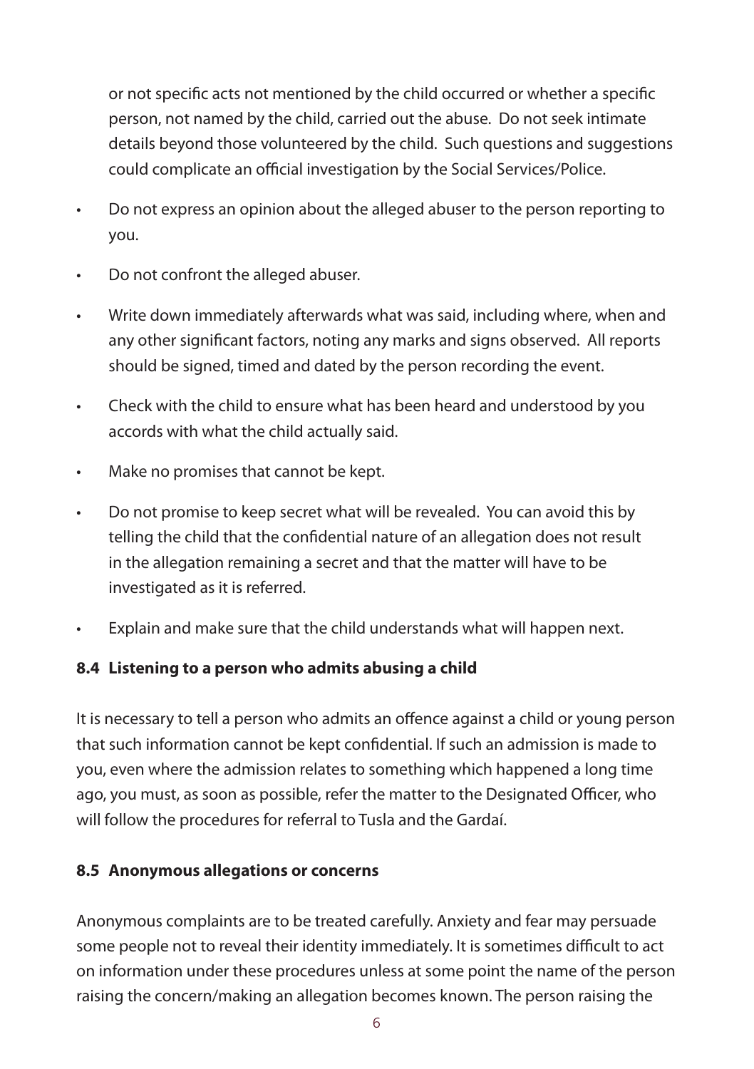or not specific acts not mentioned by the child occurred or whether a specific person, not named by the child, carried out the abuse. Do not seek intimate details beyond those volunteered by the child. Such questions and suggestions could complicate an official investigation by the Social Services/Police.

- Do not express an opinion about the alleged abuser to the person reporting to you.
- Do not confront the alleged abuser.
- Write down immediately afterwards what was said, including where, when and any other significant factors, noting any marks and signs observed. All reports should be signed, timed and dated by the person recording the event.
- Check with the child to ensure what has been heard and understood by you accords with what the child actually said.
- Make no promises that cannot be kept.
- Do not promise to keep secret what will be revealed. You can avoid this by telling the child that the confidential nature of an allegation does not result in the allegation remaining a secret and that the matter will have to be investigated as it is referred.
- Explain and make sure that the child understands what will happen next.

### 8.4 Listening to a person who admits abusing a child

It is necessary to tell a person who admits an offence against a child or young person that such information cannot be kept confidential. If such an admission is made to you, even where the admission relates to something which happened a long time ago, you must, as soon as possible, refer the matter to the Designated Officer, who will follow the procedures for referral to Tusla and the Gardaí.

### 8.5 Anonymous allegations or concerns

Anonymous complaints are to be treated carefully. Anxiety and fear may persuade some people not to reveal their identity immediately. It is sometimes difficult to act on information under these procedures unless at some point the name of the person raising the concern/making an allegation becomes known. The person raising the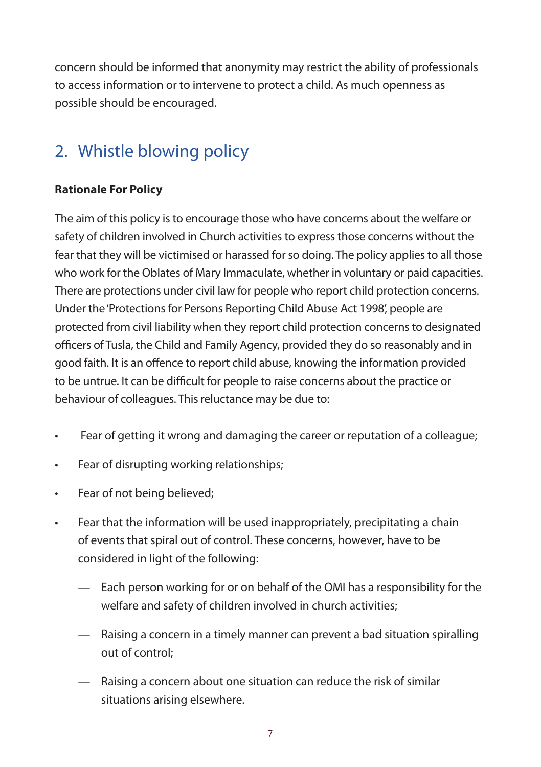concern should be informed that anonymity may restrict the ability of professionals to access information or to intervene to protect a child. As much openness as possible should be encouraged.

## 2. Whistle blowing policy

**Rationale For Policy**

The aim of this policy is to encourage those who have concerns about the welfare or safety of children involved in Church activities to express those concerns without the fear that they will be victimised or harassed for so doing. The policy applies to all those who work for the Oblates of Mary Immaculate, whether in voluntary or paid capacities. There are protections under civil law for people who report child protection concerns. Under the 'Protections for Persons Reporting Child Abuse Act 1998', people are protected from civil liability when they report child protection concerns to designated officers of Tusla, the Child and Family Agency, provided they do so reasonably and in good faith. It is an offence to report child abuse, knowing the information provided to be untrue. It can be difficult for people to raise concerns about the practice or behaviour of colleagues. This reluctance may be due to:

- Fear of getting it wrong and damaging the career or reputation of a colleague;
- Fear of disrupting working relationships;
- Fear of not being believed;
- Fear that the information will be used inappropriately, precipitating a chain of events that spiral out of control. These concerns, however, have to be considered in light of the following:
  - Each person working for or on behalf of the OMI has a responsibility for the welfare and safety of children involved in church activities;
  - Raising a concern in a timely manner can prevent a bad situation spiralling out of control;
  - Raising a concern about one situation can reduce the risk of similar situations arising elsewhere.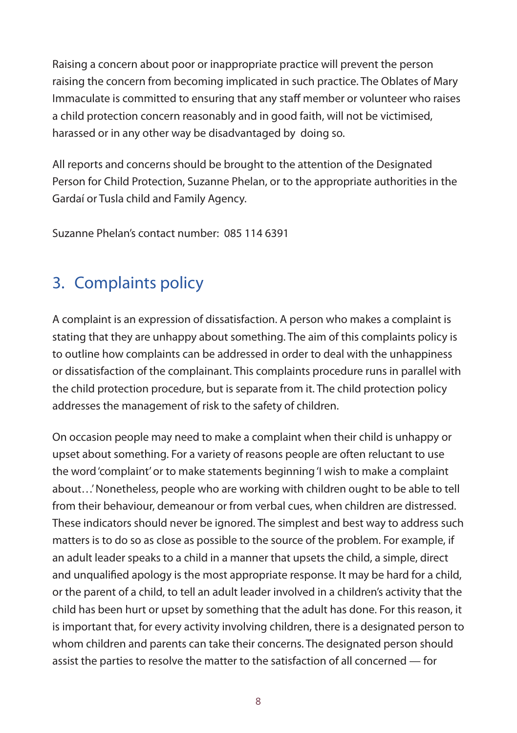Raising a concern about poor or inappropriate practice will prevent the person raising the concern from becoming implicated in such practice. The Oblates of Mary Immaculate is committed to ensuring that any staff member or volunteer who raises a child protection concern reasonably and in good faith, will not be victimised, harassed or in any other way be disadvantaged by doing so.

All reports and concerns should be brought to the attention of the Designated Person for Child Protection, Suzanne Phelan, or to the appropriate authorities in the Gardaí or Tusla child and Family Agency.

Suzanne Phelan's contact number: 085 114 6391

## 3. Complaints policy

A complaint is an expression of dissatisfaction. A person who makes a complaint is stating that they are unhappy about something. The aim of this complaints policy is to outline how complaints can be addressed in order to deal with the unhappiness or dissatisfaction of the complainant. This complaints procedure runs in parallel with the child protection procedure, but is separate from it. The child protection policy addresses the management of risk to the safety of children.

On occasion people may need to make a complaint when their child is unhappy or upset about something. For a variety of reasons people are often reluctant to use the word 'complaint' or to make statements beginning 'I wish to make a complaint about…' Nonetheless, people who are working with children ought to be able to tell from their behaviour, demeanour or from verbal cues, when children are distressed. These indicators should never be ignored. The simplest and best way to address such matters is to do so as close as possible to the source of the problem. For example, if an adult leader speaks to a child in a manner that upsets the child, a simple, direct and unqualified apology is the most appropriate response. It may be hard for a child, or the parent of a child, to tell an adult leader involved in a children's activity that the child has been hurt or upset by something that the adult has done. For this reason, it is important that, for every activity involving children, there is a designated person to whom children and parents can take their concerns. The designated person should assist the parties to resolve the matter to the satisfaction of all concerned — for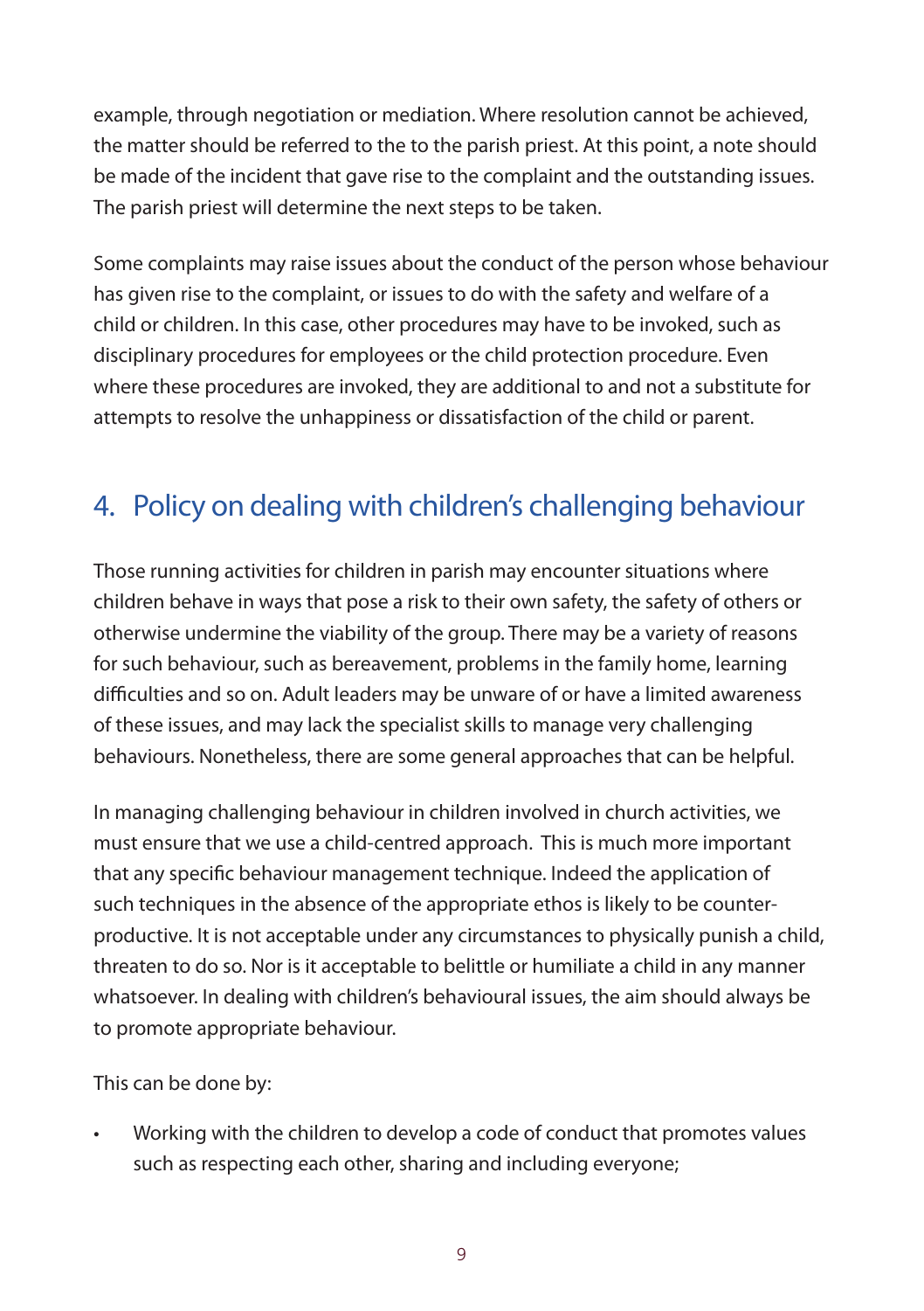example, through negotiation or mediation. Where resolution cannot be achieved, the matter should be referred to the to the parish priest. At this point, a note should be made of the incident that gave rise to the complaint and the outstanding issues. The parish priest will determine the next steps to be taken.

Some complaints may raise issues about the conduct of the person whose behaviour has given rise to the complaint, or issues to do with the safety and welfare of a child or children. In this case, other procedures may have to be invoked, such as disciplinary procedures for employees or the child protection procedure. Even where these procedures are invoked, they are additional to and not a substitute for attempts to resolve the unhappiness or dissatisfaction of the child or parent.

## 4. Policy on dealing with children's challenging behaviour

Those running activities for children in parish may encounter situations where children behave in ways that pose a risk to their own safety, the safety of others or otherwise undermine the viability of the group. There may be a variety of reasons for such behaviour, such as bereavement, problems in the family home, learning difficulties and so on. Adult leaders may be unware of or have a limited awareness of these issues, and may lack the specialist skills to manage very challenging behaviours. Nonetheless, there are some general approaches that can be helpful.

In managing challenging behaviour in children involved in church activities, we must ensure that we use a child-centred approach. This is much more important that any specific behaviour management technique. Indeed the application of such techniques in the absence of the appropriate ethos is likely to be counter-productive. It is not acceptable under any circumstances to physically punish a child, threaten to do so. Nor is it acceptable to belittle or humiliate a child in any manner whatsoever. In dealing with children's behavioural issues, the aim should always be to promote appropriate behaviour.

This can be done by:

- Working with the children to develop a code of conduct that promotes values such as respecting each other, sharing and including everyone;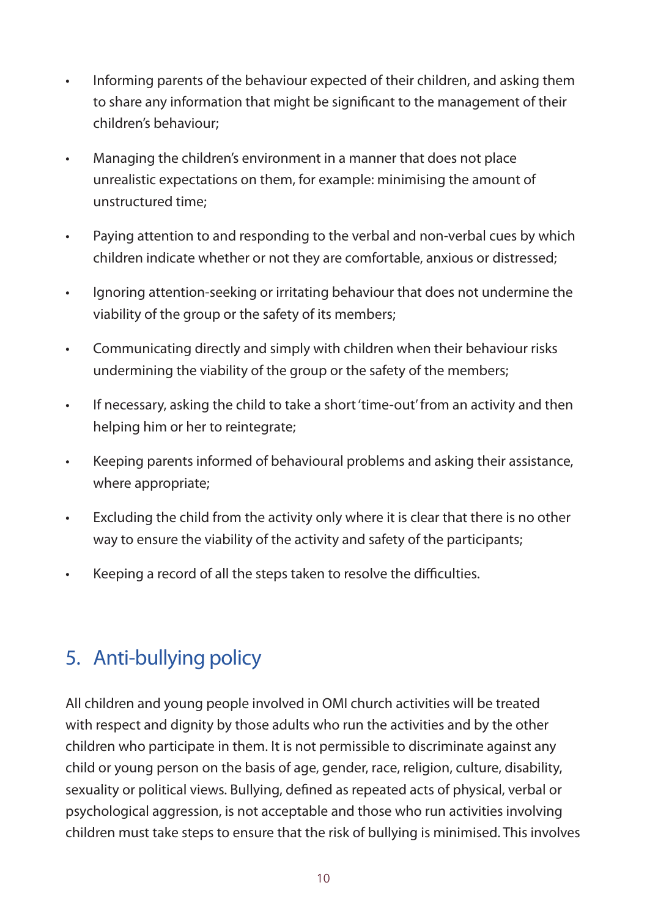- Informing parents of the behaviour expected of their children, and asking them to share any information that might be significant to the management of their children's behaviour;
- Managing the children's environment in a manner that does not place unrealistic expectations on them, for example: minimising the amount of unstructured time;
- Paying attention to and responding to the verbal and non-verbal cues by which children indicate whether or not they are comfortable, anxious or distressed;
- Ignoring attention-seeking or irritating behaviour that does not undermine the viability of the group or the safety of its members;
- Communicating directly and simply with children when their behaviour risks undermining the viability of the group or the safety of the members;
- If necessary, asking the child to take a short 'time-out' from an activity and then helping him or her to reintegrate;
- Keeping parents informed of behavioural problems and asking their assistance, where appropriate;
- Excluding the child from the activity only where it is clear that there is no other way to ensure the viability of the activity and safety of the participants;
- Keeping a record of all the steps taken to resolve the difficulties.

## 5. Anti-bullying policy

All children and young people involved in OMI church activities will be treated with respect and dignity by those adults who run the activities and by the other children who participate in them. It is not permissible to discriminate against any child or young person on the basis of age, gender, race, religion, culture, disability, sexuality or political views. Bullying, defined as repeated acts of physical, verbal or psychological aggression, is not acceptable and those who run activities involving children must take steps to ensure that the risk of bullying is minimised. This involves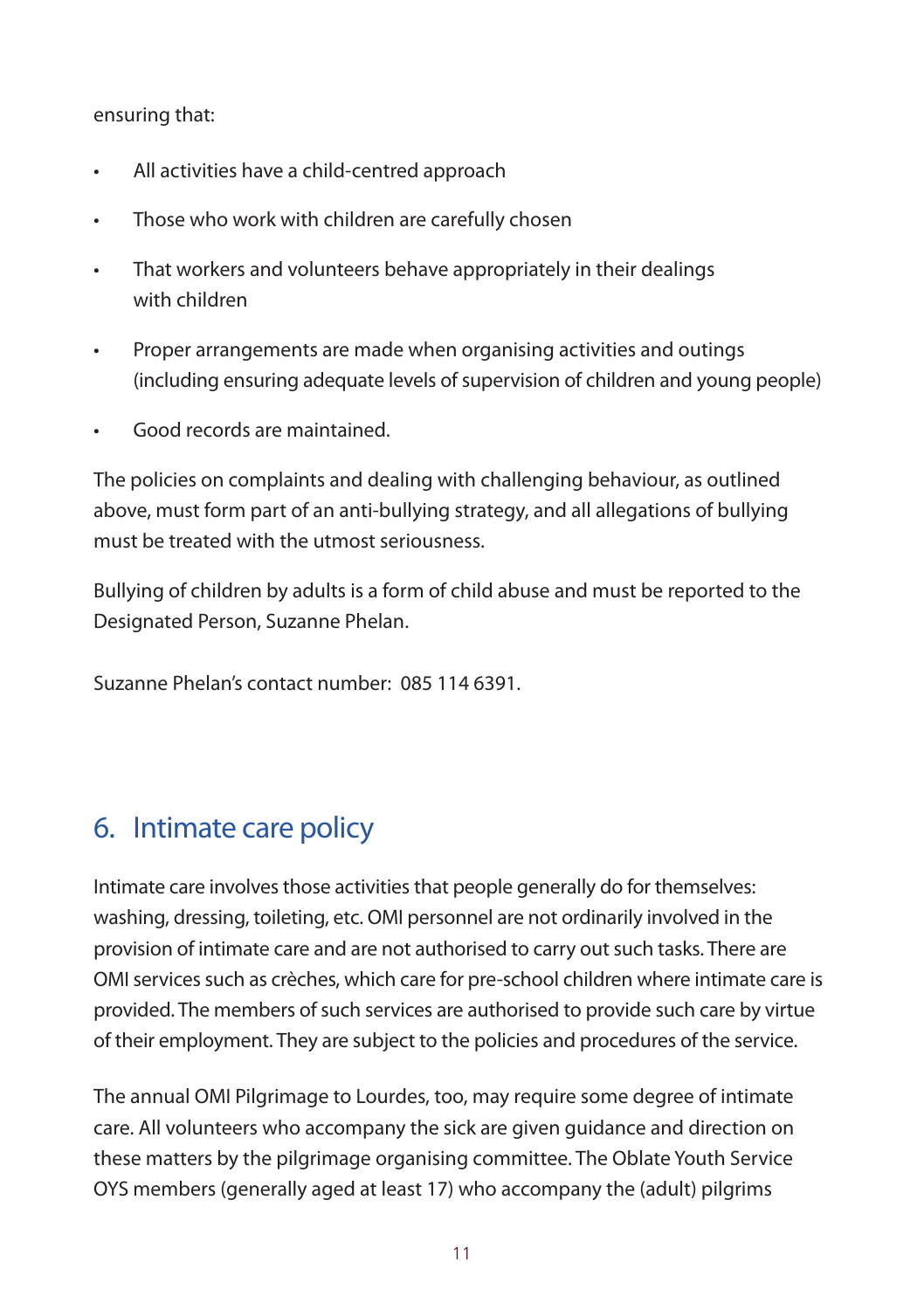ensuring that:

- All activities have a child-centred approach
- Those who work with children are carefully chosen
- That workers and volunteers behave appropriately in their dealings with children
- Proper arrangements are made when organising activities and outings (including ensuring adequate levels of supervision of children and young people)
- Good records are maintained.

The policies on complaints and dealing with challenging behaviour, as outlined above, must form part of an anti-bullying strategy, and all allegations of bullying must be treated with the utmost seriousness.

Bullying of children by adults is a form of child abuse and must be reported to the Designated Person, Suzanne Phelan.

Suzanne Phelan's contact number: 085 114 6391.

## 6. Intimate care policy

Intimate care involves those activities that people generally do for themselves: washing, dressing, toileting, etc. OMI personnel are not ordinarily involved in the provision of intimate care and are not authorised to carry out such tasks. There are OMI services such as crèches, which care for pre-school children where intimate care is provided. The members of such services are authorised to provide such care by virtue of their employment. They are subject to the policies and procedures of the service.

The annual OMI Pilgrimage to Lourdes, too, may require some degree of intimate care. All volunteers who accompany the sick are given guidance and direction on these matters by the pilgrimage organising committee. The Oblate Youth Service OYS members (generally aged at least 17) who accompany the (adult) pilgrims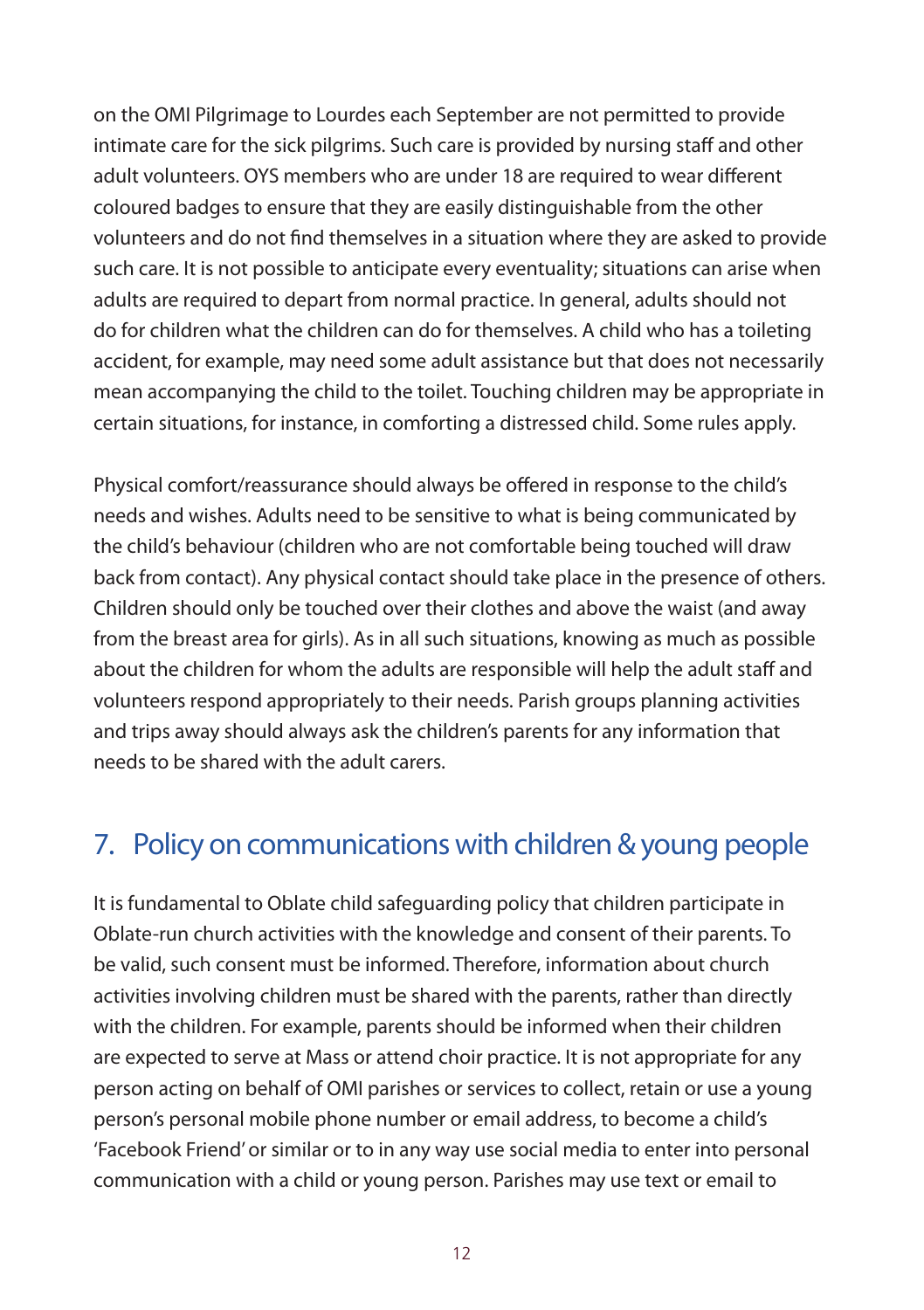on the OMI Pilgrimage to Lourdes each September are not permitted to provide intimate care for the sick pilgrims. Such care is provided by nursing staff and other adult volunteers. OYS members who are under 18 are required to wear different coloured badges to ensure that they are easily distinguishable from the other volunteers and do not find themselves in a situation where they are asked to provide such care. It is not possible to anticipate every eventuality; situations can arise when adults are required to depart from normal practice. In general, adults should not do for children what the children can do for themselves. A child who has a toileting accident, for example, may need some adult assistance but that does not necessarily mean accompanying the child to the toilet. Touching children may be appropriate in certain situations, for instance, in comforting a distressed child. Some rules apply.

Physical comfort/reassurance should always be offered in response to the child's needs and wishes. Adults need to be sensitive to what is being communicated by the child's behaviour (children who are not comfortable being touched will draw back from contact). Any physical contact should take place in the presence of others. Children should only be touched over their clothes and above the waist (and away from the breast area for girls). As in all such situations, knowing as much as possible about the children for whom the adults are responsible will help the adult staff and volunteers respond appropriately to their needs. Parish groups planning activities and trips away should always ask the children's parents for any information that needs to be shared with the adult carers.

## 7. Policy on communications with children & young people

It is fundamental to Oblate child safeguarding policy that children participate in Oblate-run church activities with the knowledge and consent of their parents. To be valid, such consent must be informed. Therefore, information about church activities involving children must be shared with the parents, rather than directly with the children. For example, parents should be informed when their children are expected to serve at Mass or attend choir practice. It is not appropriate for any person acting on behalf of OMI parishes or services to collect, retain or use a young person's personal mobile phone number or email address, to become a child's 'Facebook Friend' or similar or to in any way use social media to enter into personal communication with a child or young person. Parishes may use text or email to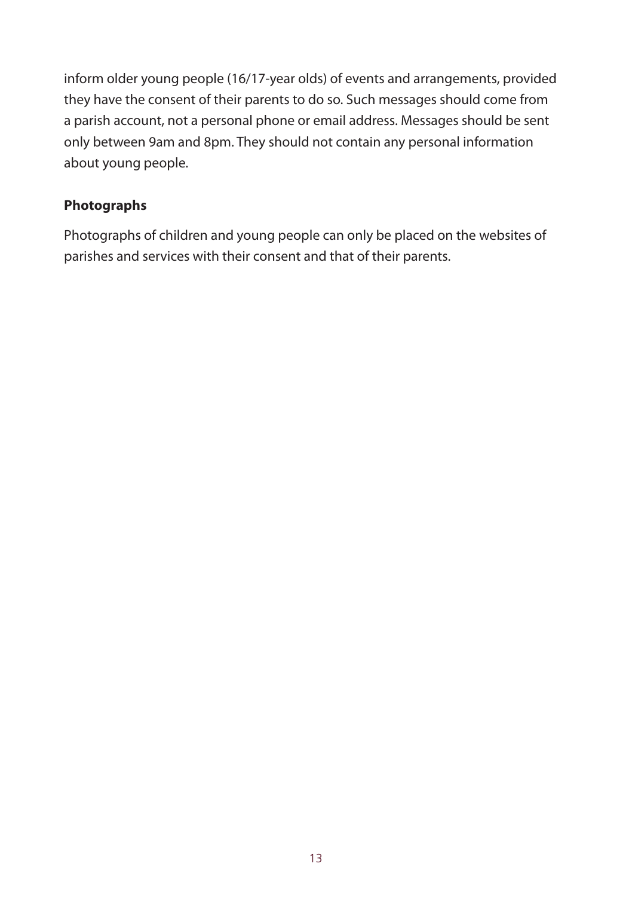inform older young people (16/17-year olds) of events and arrangements, provided they have the consent of their parents to do so. Such messages should come from a parish account, not a personal phone or email address. Messages should be sent only between 9am and 8pm. They should not contain any personal information about young people.

**Photographs**

Photographs of children and young people can only be placed on the websites of parishes and services with their consent and that of their parents.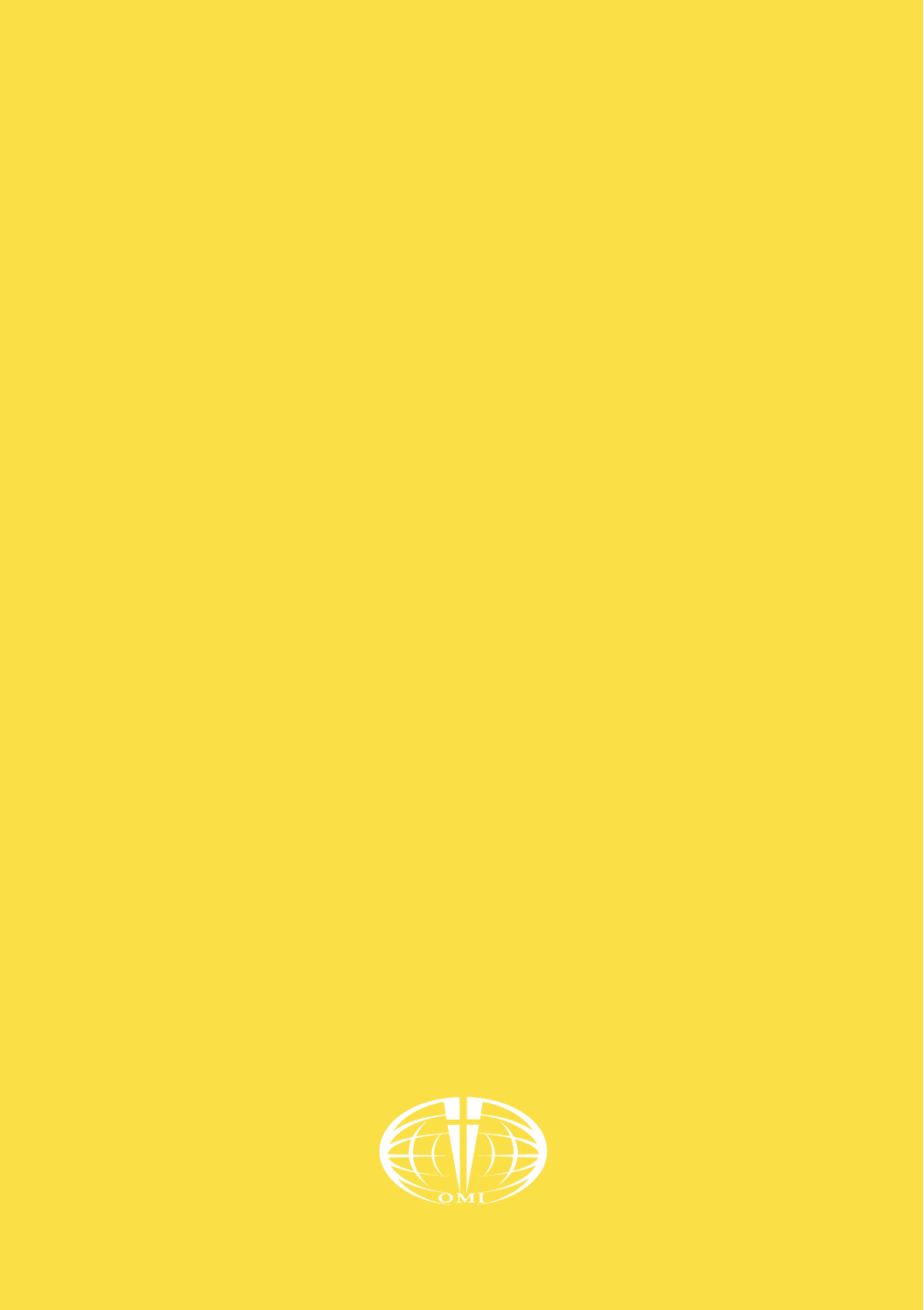OMI